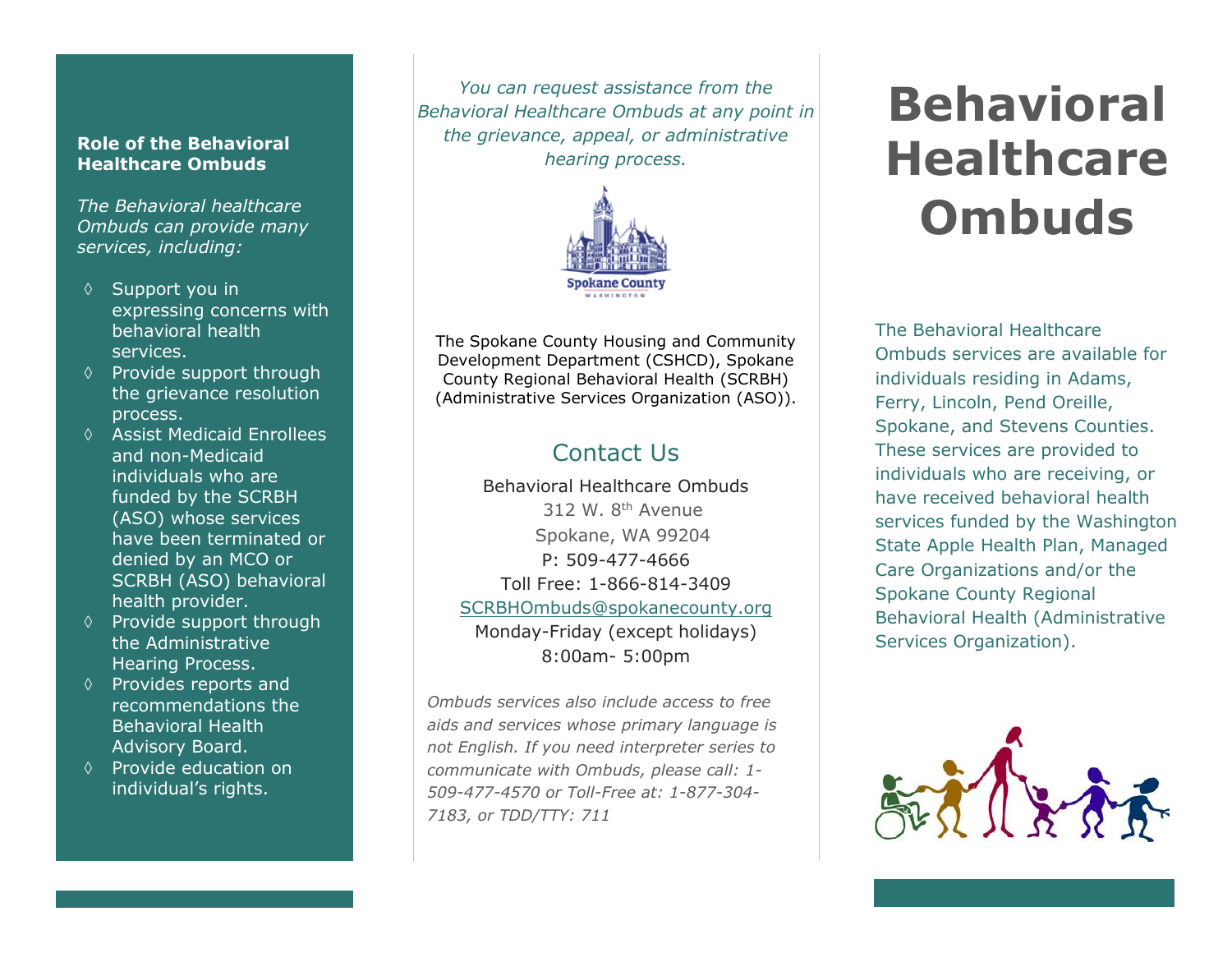# Behavioral Healthcare Ombuds

The Behavioral Healthcare Ombuds services are available for individuals residing in Adams, Ferry, Lincoln, Pend Oreille, Spokane, and Stevens Counties. These services are provided to individuals who are receiving, or have received behavioral health services funded by the Washington State Apple Health Plan, Managed Care Organizations and/or the Spokane County Regional Behavioral Health (Administrative Services Organization).

## Role of the Behavioral Healthcare Ombuds

*The Behavioral healthcare Ombuds can provide many services, including:*

- Support you in expressing concerns with behavioral health services.
- Provide support through the grievance resolution process.
- Assist Medicaid Enrollees and non-Medicaid individuals who are funded by the SCRBH (ASO) whose services have been terminated or denied by an MCO or SCRBH (ASO) behavioral health provider.
- Provide support through the Administrative Hearing Process.
- Provides reports and recommendations the Behavioral Health Advisory Board.
- Provide education on individual's rights.

*You can request assistance from the Behavioral Healthcare Ombuds at any point in the grievance, appeal, or administrative hearing process.*

Spokane County
WASHINGTON

The Spokane County Housing and Community Development Department (CSHCD), Spokane County Regional Behavioral Health (SCRBH) (Administrative Services Organization (ASO)).

## Contact Us

Behavioral Healthcare Ombuds
312 W. 8th Avenue
Spokane, WA 99204
P: 509-477-4666
Toll Free: 1-866-814-3409
SCRBHOmbuds@spokanecounty.org
Monday-Friday (except holidays)
8:00am- 5:00pm

*Ombuds services also include access to free aids and services whose primary language is not English. If you need interpreter series to communicate with Ombuds, please call: 1-509-477-4570 or Toll-Free at: 1-877-304-7183, or TDD/TTY: 711*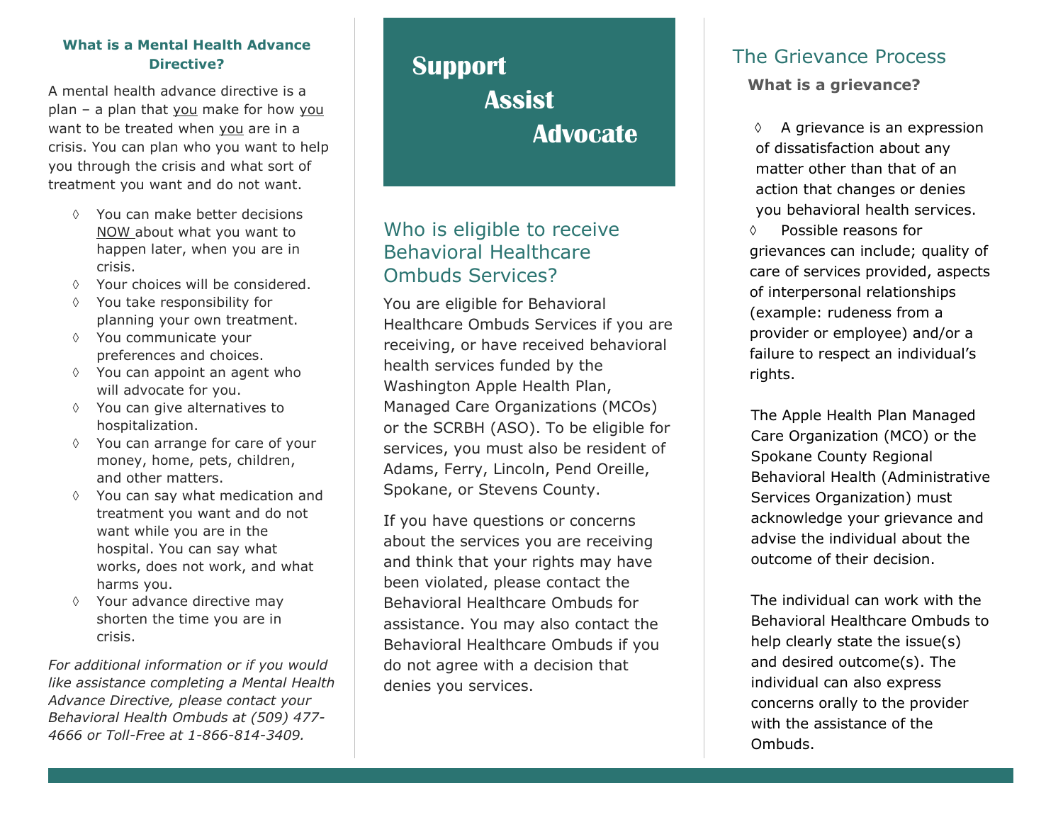### What is a Mental Health Advance Directive?

A mental health advance directive is a plan – a plan that you make for how you want to be treated when you are in a crisis. You can plan who you want to help you through the crisis and what sort of treatment you want and do not want.

- You can make better decisions NOW about what you want to happen later, when you are in crisis.
- Your choices will be considered.
- You take responsibility for planning your own treatment.
- You communicate your preferences and choices.
- You can appoint an agent who will advocate for you.
- You can give alternatives to hospitalization.
- You can arrange for care of your money, home, pets, children, and other matters.
- You can say what medication and treatment you want and do not want while you are in the hospital. You can say what works, does not work, and what harms you.
- Your advance directive may shorten the time you are in crisis.

*For additional information or if you would like assistance completing a Mental Health Advance Directive, please contact your Behavioral Health Ombuds at (509) 477-4666 or Toll-Free at 1-866-814-3409.*

**Support**

**Assist**

**Advocate**

## Who is eligible to receive Behavioral Healthcare Ombuds Services?

You are eligible for Behavioral Healthcare Ombuds Services if you are receiving, or have received behavioral health services funded by the Washington Apple Health Plan, Managed Care Organizations (MCOs) or the SCRBH (ASO). To be eligible for services, you must also be resident of Adams, Ferry, Lincoln, Pend Oreille, Spokane, or Stevens County.

If you have questions or concerns about the services you are receiving and think that your rights may have been violated, please contact the Behavioral Healthcare Ombuds for assistance. You may also contact the Behavioral Healthcare Ombuds if you do not agree with a decision that denies you services.

## The Grievance Process

**What is a grievance?**

- A grievance is an expression of dissatisfaction about any matter other than that of an action that changes or denies you behavioral health services.
- Possible reasons for grievances can include; quality of care of services provided, aspects of interpersonal relationships (example: rudeness from a provider or employee) and/or a failure to respect an individual's rights.

The Apple Health Plan Managed Care Organization (MCO) or the Spokane County Regional Behavioral Health (Administrative Services Organization) must acknowledge your grievance and advise the individual about the outcome of their decision.

The individual can work with the Behavioral Healthcare Ombuds to help clearly state the issue(s) and desired outcome(s). The individual can also express concerns orally to the provider with the assistance of the Ombuds.